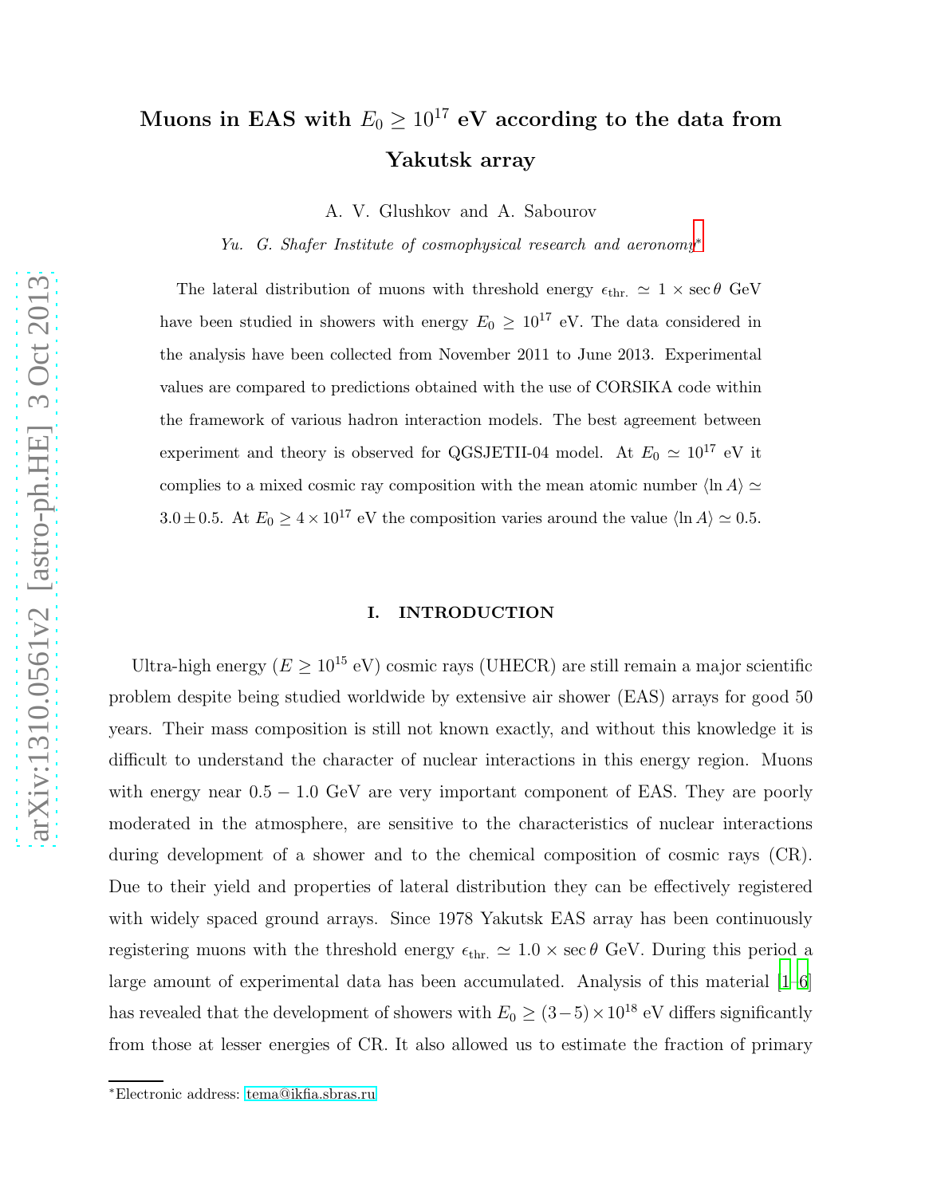# Muons in EAS with $E_0 \geq 10^{17}$ eV according to the data from Yakutsk array

A. V. Glushkov and A. Sabourov

*Yu. G. Shafer Institute of cosmophysical research and aeronomy*[*]

The lateral distribution of muons with threshold energy $\epsilon_{\text{thr.}} \simeq 1 \times \sec\theta$ GeV have been studied in showers with energy $E_0 \geq 10^{17}$ eV. The data considered in the analysis have been collected from November 2011 to June 2013. Experimental values are compared to predictions obtained with the use of CORSIKA code within the framework of various hadron interaction models. The best agreement between experiment and theory is observed for QGSJETII-04 model. At $E_0 \simeq 10^{17}$ eV it complies to a mixed cosmic ray composition with the mean atomic number $\langle \ln A \rangle \simeq 3.0 \pm 0.5$. At $E_0 \geq 4 \times 10^{17}$ eV the composition varies around the value $\langle \ln A \rangle \simeq 0.5$.

## I. INTRODUCTION

Ultra-high energy ($E \geq 10^{15}$ eV) cosmic rays (UHECR) are still remain a major scientific problem despite being studied worldwide by extensive air shower (EAS) arrays for good 50 years. Their mass composition is still not known exactly, and without this knowledge it is difficult to understand the character of nuclear interactions in this energy region. Muons with energy near $0.5 - 1.0$ GeV are very important component of EAS. They are poorly moderated in the atmosphere, are sensitive to the characteristics of nuclear interactions during development of a shower and to the chemical composition of cosmic rays (CR). Due to their yield and properties of lateral distribution they can be effectively registered with widely spaced ground arrays. Since 1978 Yakutsk EAS array has been continuously registering muons with the threshold energy $\epsilon_{\text{thr.}} \simeq 1.0 \times \sec\theta$ GeV. During this period a large amount of experimental data has been accumulated. Analysis of this material [1–6] has revealed that the development of showers with $E_0 \geq (3-5) \times 10^{18}$ eV differs significantly from those at lesser energies of CR. It also allowed us to estimate the fraction of primary

---

[*]Electronic address: tema@ikfia.sbras.ru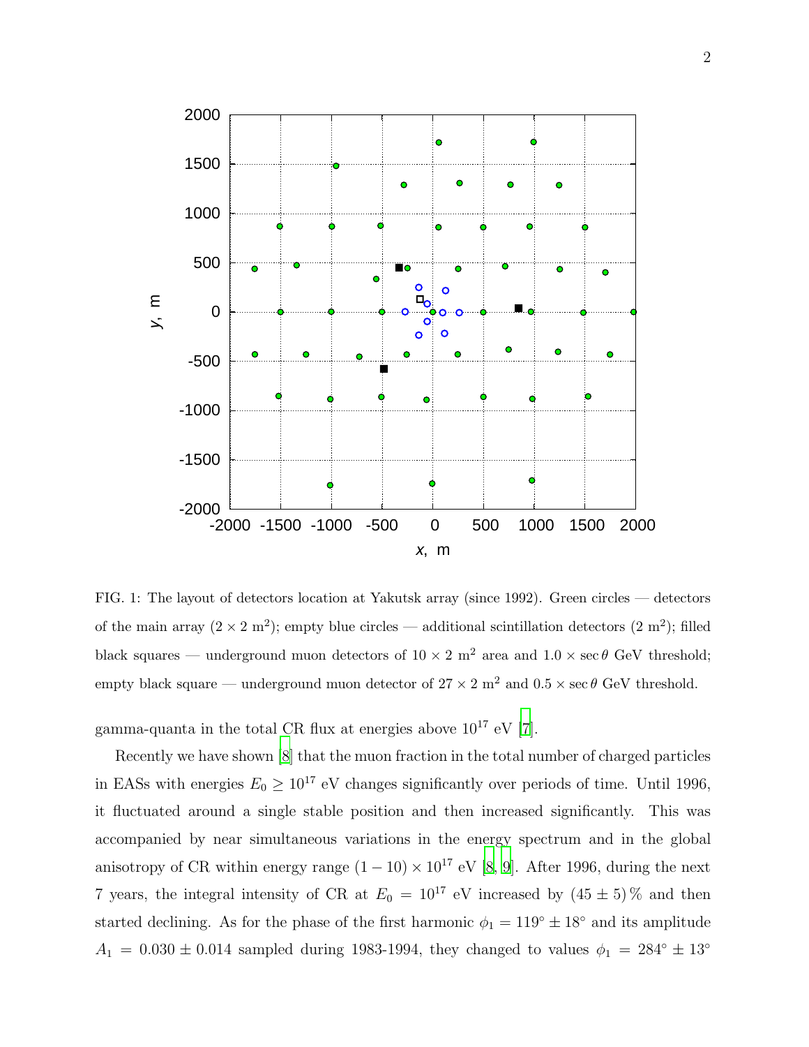FIG. 1: The layout of detectors location at Yakutsk array (since 1992). Green circles — detectors of the main array ($2 \times 2$ m$^2$); empty blue circles — additional scintillation detectors (2 m$^2$); filled black squares — underground muon detectors of $10 \times 2$ m$^2$ area and $1.0 \times \sec\theta$ GeV threshold; empty black square — underground muon detector of $27 \times 2$ m$^2$ and $0.5 \times \sec\theta$ GeV threshold.

gamma-quanta in the total CR flux at energies above $10^{17}$ eV [7].

Recently we have shown [8] that the muon fraction in the total number of charged particles in EASs with energies $E_0 \geq 10^{17}$ eV changes significantly over periods of time. Until 1996, it fluctuated around a single stable position and then increased significantly. This was accompanied by near simultaneous variations in the energy spectrum and in the global anisotropy of CR within energy range $(1-10) \times 10^{17}$ eV [8, 9]. After 1996, during the next 7 years, the integral intensity of CR at $E_0 = 10^{17}$ eV increased by $(45 \pm 5)$ % and then started declining. As for the phase of the first harmonic $\phi_1 = 119^\circ \pm 18^\circ$ and its amplitude $A_1 = 0.030 \pm 0.014$ sampled during 1983-1994, they changed to values $\phi_1 = 284^\circ \pm 13^\circ$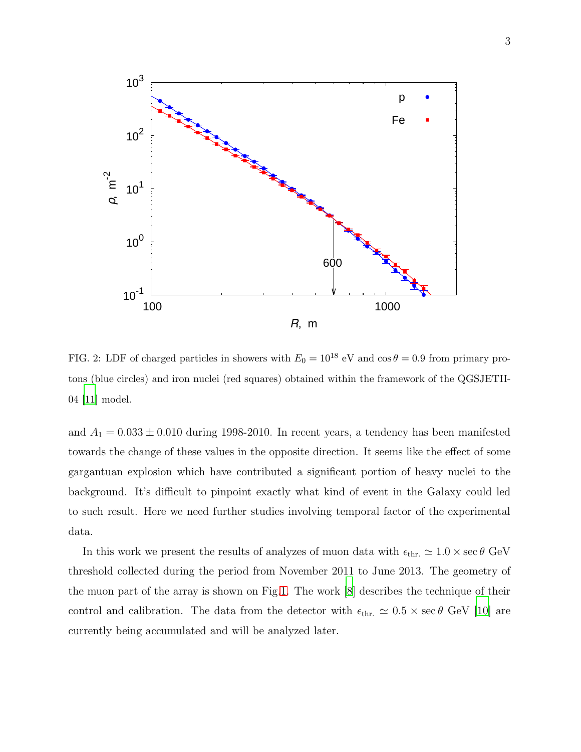FIG. 2: LDF of charged particles in showers with $E_0 = 10^{18}$ eV and $\cos\theta = 0.9$ from primary protons (blue circles) and iron nuclei (red squares) obtained within the framework of the QGSJETII-04 [11] model.

and $A_1 = 0.033 \pm 0.010$ during 1998-2010. In recent years, a tendency has been manifested towards the change of these values in the opposite direction. It seems like the effect of some gargantuan explosion which have contributed a significant portion of heavy nuclei to the background. It's difficult to pinpoint exactly what kind of event in the Galaxy could led to such result. Here we need further studies involving temporal factor of the experimental data.

In this work we present the results of analyzes of muon data with $\epsilon_{\text{thr.}} \simeq 1.0 \times \sec\theta$ GeV threshold collected during the period from November 2011 to June 2013. The geometry of the muon part of the array is shown on Fig.1. The work [8] describes the technique of their control and calibration. The data from the detector with $\epsilon_{\text{thr.}} \simeq 0.5 \times \sec\theta$ GeV [10] are currently being accumulated and will be analyzed later.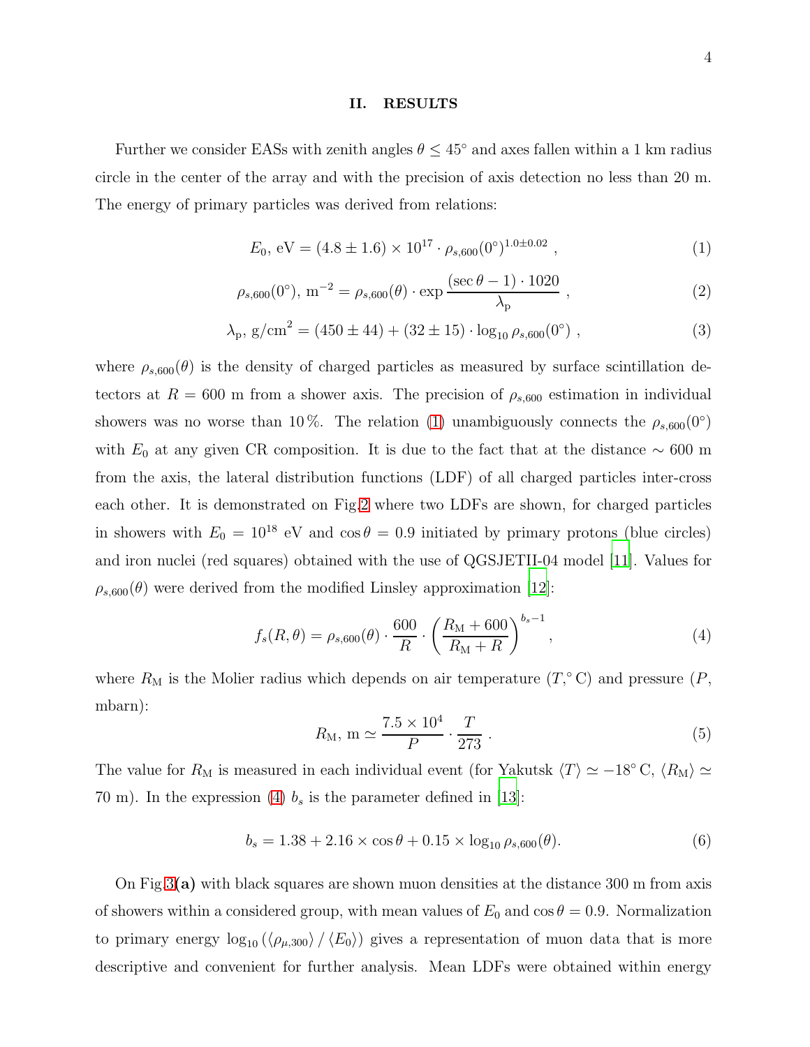## II. RESULTS

Further we consider EASs with zenith angles $\theta \leq 45^\circ$ and axes fallen within a 1 km radius circle in the center of the array and with the precision of axis detection no less than 20 m. The energy of primary particles was derived from relations:

$$E_0, \text{ eV} = (4.8 \pm 1.6) \times 10^{17} \cdot \rho_{s,600}(0^\circ)^{1.0 \pm 0.02} , \tag{1}$$

$$\rho_{s,600}(0^\circ), \text{ m}^{-2} = \rho_{s,600}(\theta) \cdot \exp \frac{(\sec\theta - 1) \cdot 1020}{\lambda_\text{p}} , \tag{2}$$

$$\lambda_\text{p}, \text{ g/cm}^2 = (450 \pm 44) + (32 \pm 15) \cdot \log_{10} \rho_{s,600}(0^\circ) , \tag{3}$$

where $\rho_{s,600}(\theta)$ is the density of charged particles as measured by surface scintillation detectors at $R = 600$ m from a shower axis. The precision of $\rho_{s,600}$ estimation in individual showers was no worse than 10 %. The relation (1) unambiguously connects the $\rho_{s,600}(0^\circ)$ with $E_0$ at any given CR composition. It is due to the fact that at the distance $\sim 600$ m from the axis, the lateral distribution functions (LDF) of all charged particles inter-cross each other. It is demonstrated on Fig.2 where two LDFs are shown, for charged particles in showers with $E_0 = 10^{18}$ eV and $\cos\theta = 0.9$ initiated by primary protons (blue circles) and iron nuclei (red squares) obtained with the use of QGSJETII-04 model [11]. Values for $\rho_{s,600}(\theta)$ were derived from the modified Linsley approximation [12]:

$$f_s(R, \theta) = \rho_{s,600}(\theta) \cdot \frac{600}{R} \cdot \left( \frac{R_\text{M} + 600}{R_\text{M} + R} \right)^{b_s - 1} , \tag{4}$$

where $R_\text{M}$ is the Molier radius which depends on air temperature ($T, ^\circ$C) and pressure ($P$, mbarn):

$$R_\text{M}, \text{ m} \simeq \frac{7.5 \times 10^4}{P} \cdot \frac{T}{273} . \tag{5}$$

The value for $R_\text{M}$ is measured in each individual event (for Yakutsk $\langle T \rangle \simeq -18^\circ$ C, $\langle R_\text{M} \rangle \simeq 70$ m). In the expression (4) $b_s$ is the parameter defined in [13]:

$$b_s = 1.38 + 2.16 \times \cos\theta + 0.15 \times \log_{10} \rho_{s,600}(\theta). \tag{6}$$

On Fig.3**(a)** with black squares are shown muon densities at the distance 300 m from axis of showers within a considered group, with mean values of $E_0$ and $\cos\theta = 0.9$. Normalization to primary energy $\log_{10} (\langle \rho_{\mu,300} \rangle / \langle E_0 \rangle)$ gives a representation of muon data that is more descriptive and convenient for further analysis. Mean LDFs were obtained within energy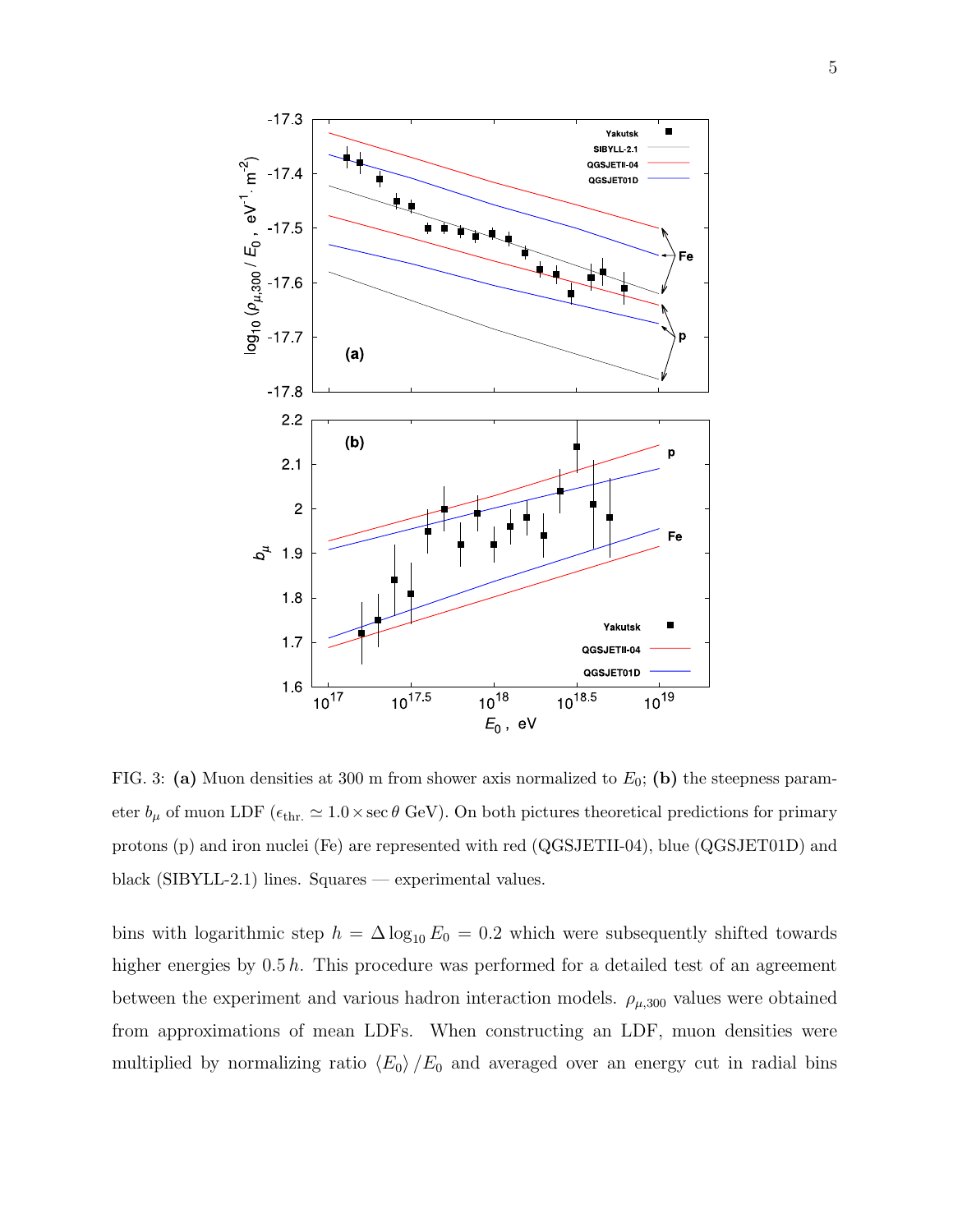FIG. 3: **(a)** Muon densities at 300 m from shower axis normalized to $E_0$; **(b)** the steepness parameter $b_\mu$ of muon LDF ($\epsilon_{\rm thr.} \simeq 1.0 \times \sec\theta$ GeV). On both pictures theoretical predictions for primary protons (p) and iron nuclei (Fe) are represented with red (QGSJETII-04), blue (QGSJET01D) and black (SIBYLL-2.1) lines. Squares — experimental values.

bins with logarithmic step $h = \Delta \log_{10} E_0 = 0.2$ which were subsequently shifted towards higher energies by $0.5\,h$. This procedure was performed for a detailed test of an agreement between the experiment and various hadron interaction models. $\rho_{\mu,300}$ values were obtained from approximations of mean LDFs. When constructing an LDF, muon densities were multiplied by normalizing ratio $\langle E_0 \rangle / E_0$ and averaged over an energy cut in radial bins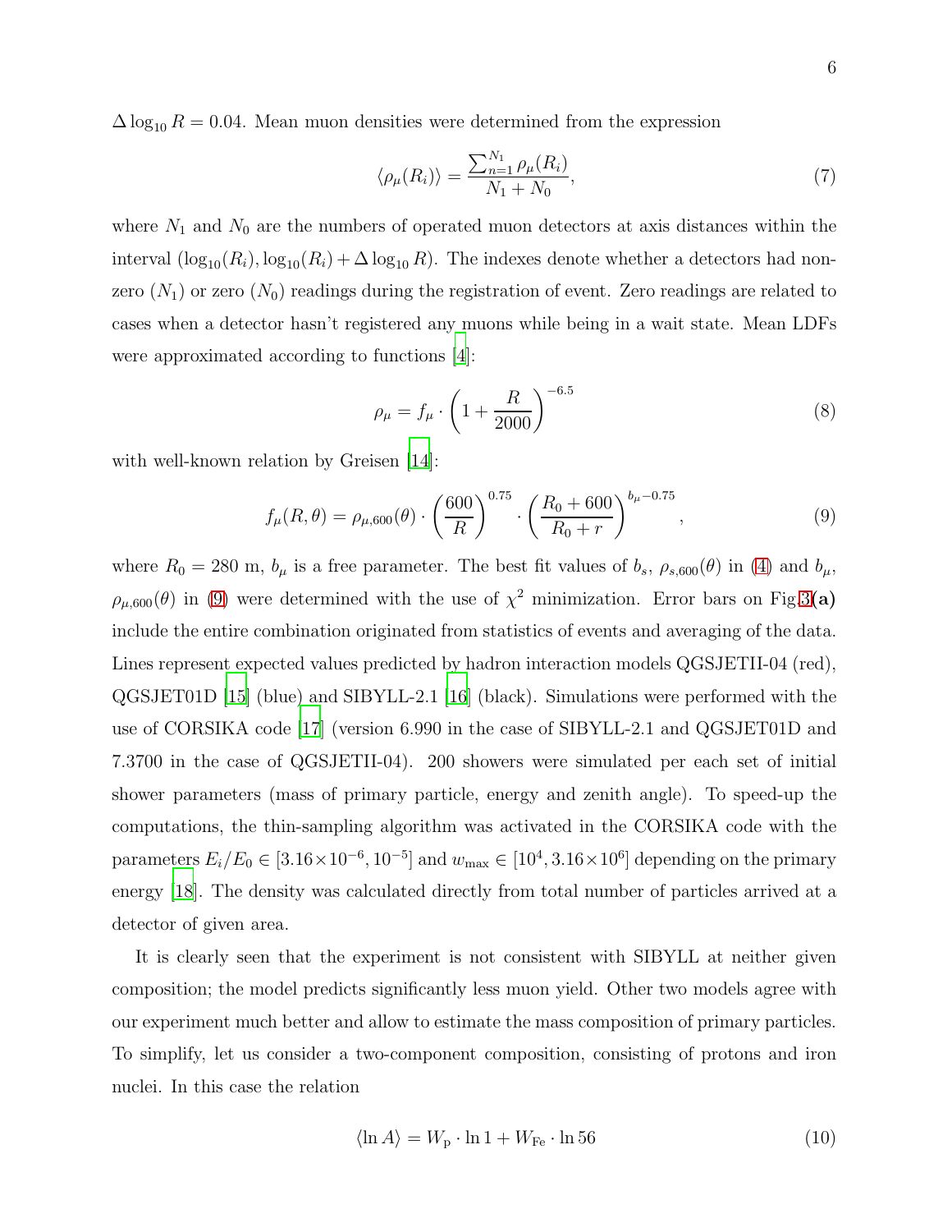$\Delta \log_{10} R = 0.04$. Mean muon densities were determined from the expression

$$\langle \rho_\mu(R_i) \rangle = \frac{\sum_{n=1}^{N_1} \rho_\mu(R_i)}{N_1 + N_0}, \tag{7}$$

where $N_1$ and $N_0$ are the numbers of operated muon detectors at axis distances within the interval $(\log_{10}(R_i), \log_{10}(R_i) + \Delta \log_{10} R)$. The indexes denote whether a detectors had non-zero ($N_1$) or zero ($N_0$) readings during the registration of event. Zero readings are related to cases when a detector hasn't registered any muons while being in a wait state. Mean LDFs were approximated according to functions [4]:

$$\rho_\mu = f_\mu \cdot \left(1 + \frac{R}{2000}\right)^{-6.5} \tag{8}$$

with well-known relation by Greisen [14]:

$$f_\mu(R, \theta) = \rho_{\mu,600}(\theta) \cdot \left(\frac{600}{R}\right)^{0.75} \cdot \left(\frac{R_0 + 600}{R_0 + r}\right)^{b_\mu - 0.75}, \tag{9}$$

where $R_0 = 280$ m, $b_\mu$ is a free parameter. The best fit values of $b_s$, $\rho_{s,600}(\theta)$ in (4) and $b_\mu$, $\rho_{\mu,600}(\theta)$ in (9) were determined with the use of $\chi^2$ minimization. Error bars on Fig.3**(a)** include the entire combination originated from statistics of events and averaging of the data. Lines represent expected values predicted by hadron interaction models QGSJETII-04 (red), QGSJET01D [15] (blue) and SIBYLL-2.1 [16] (black). Simulations were performed with the use of CORSIKA code [17] (version 6.990 in the case of SIBYLL-2.1 and QGSJET01D and 7.3700 in the case of QGSJETII-04). 200 showers were simulated per each set of initial shower parameters (mass of primary particle, energy and zenith angle). To speed-up the computations, the thin-sampling algorithm was activated in the CORSIKA code with the parameters $E_i/E_0 \in [3.16 \times 10^{-6}, 10^{-5}]$ and $w_{\max} \in [10^4, 3.16 \times 10^6]$ depending on the primary energy [18]. The density was calculated directly from total number of particles arrived at a detector of given area.

It is clearly seen that the experiment is not consistent with SIBYLL at neither given composition; the model predicts significantly less muon yield. Other two models agree with our experiment much better and allow to estimate the mass composition of primary particles. To simplify, let us consider a two-component composition, consisting of protons and iron nuclei. In this case the relation

$$\langle \ln A \rangle = W_{\mathrm{p}} \cdot \ln 1 + W_{\mathrm{Fe}} \cdot \ln 56 \tag{10}$$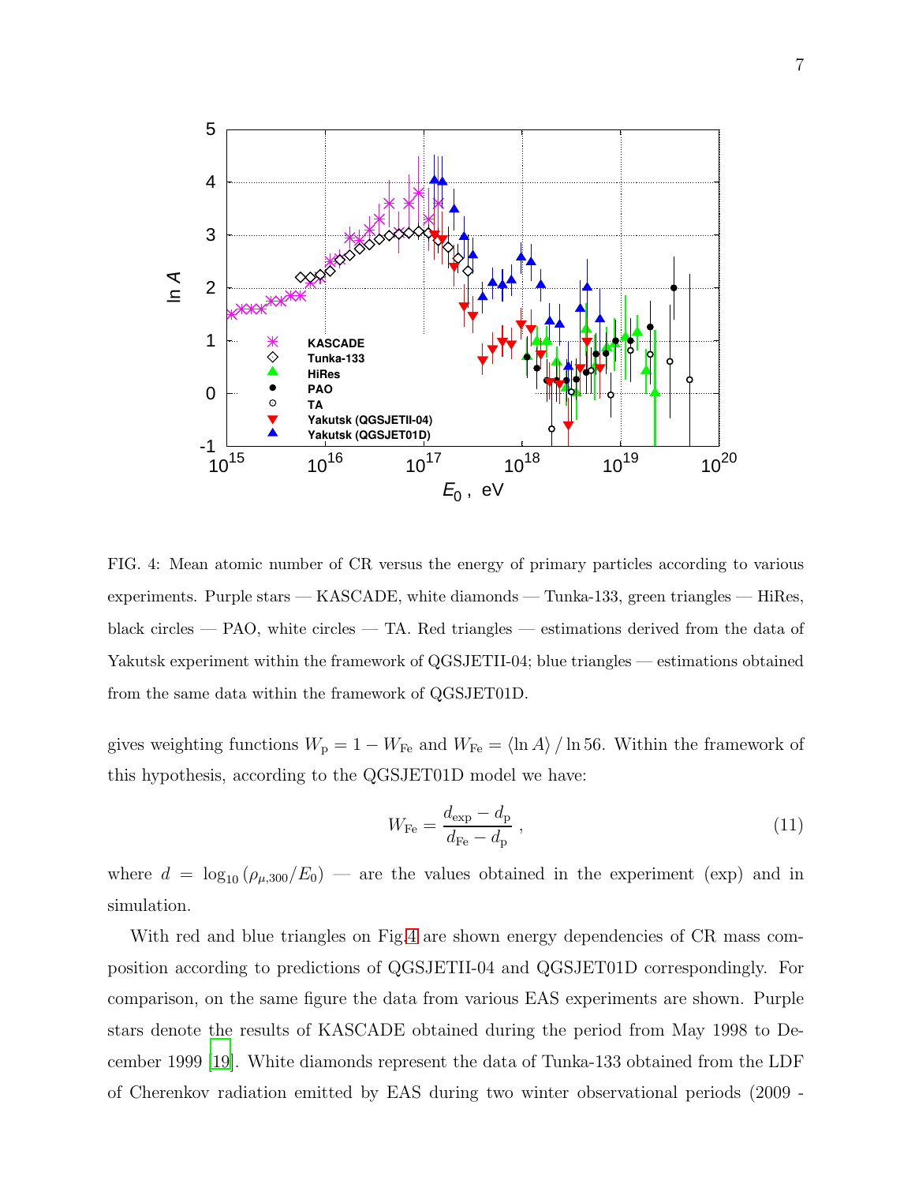FIG. 4: Mean atomic number of CR versus the energy of primary particles according to various experiments. Purple stars — KASCADE, white diamonds — Tunka-133, green triangles — HiRes, black circles — PAO, white circles — TA. Red triangles — estimations derived from the data of Yakutsk experiment within the framework of QGSJETII-04; blue triangles — estimations obtained from the same data within the framework of QGSJET01D.

gives weighting functions $W_{\mathrm{p}} = 1 - W_{\mathrm{Fe}}$ and $W_{\mathrm{Fe}} = \langle \ln A \rangle / \ln 56$. Within the framework of this hypothesis, according to the QGSJET01D model we have:

$$W_{\mathrm{Fe}} = \frac{d_{\mathrm{exp}} - d_{\mathrm{p}}}{d_{\mathrm{Fe}} - d_{\mathrm{p}}} \,, \tag{11}$$

where $d = \log_{10}(\rho_{\mu,300}/E_0)$ — are the values obtained in the experiment (exp) and in simulation.

With red and blue triangles on Fig.4 are shown energy dependencies of CR mass composition according to predictions of QGSJETII-04 and QGSJET01D correspondingly. For comparison, on the same figure the data from various EAS experiments are shown. Purple stars denote the results of KASCADE obtained during the period from May 1998 to December 1999 [19]. White diamonds represent the data of Tunka-133 obtained from the LDF of Cherenkov radiation emitted by EAS during two winter observational periods (2009 -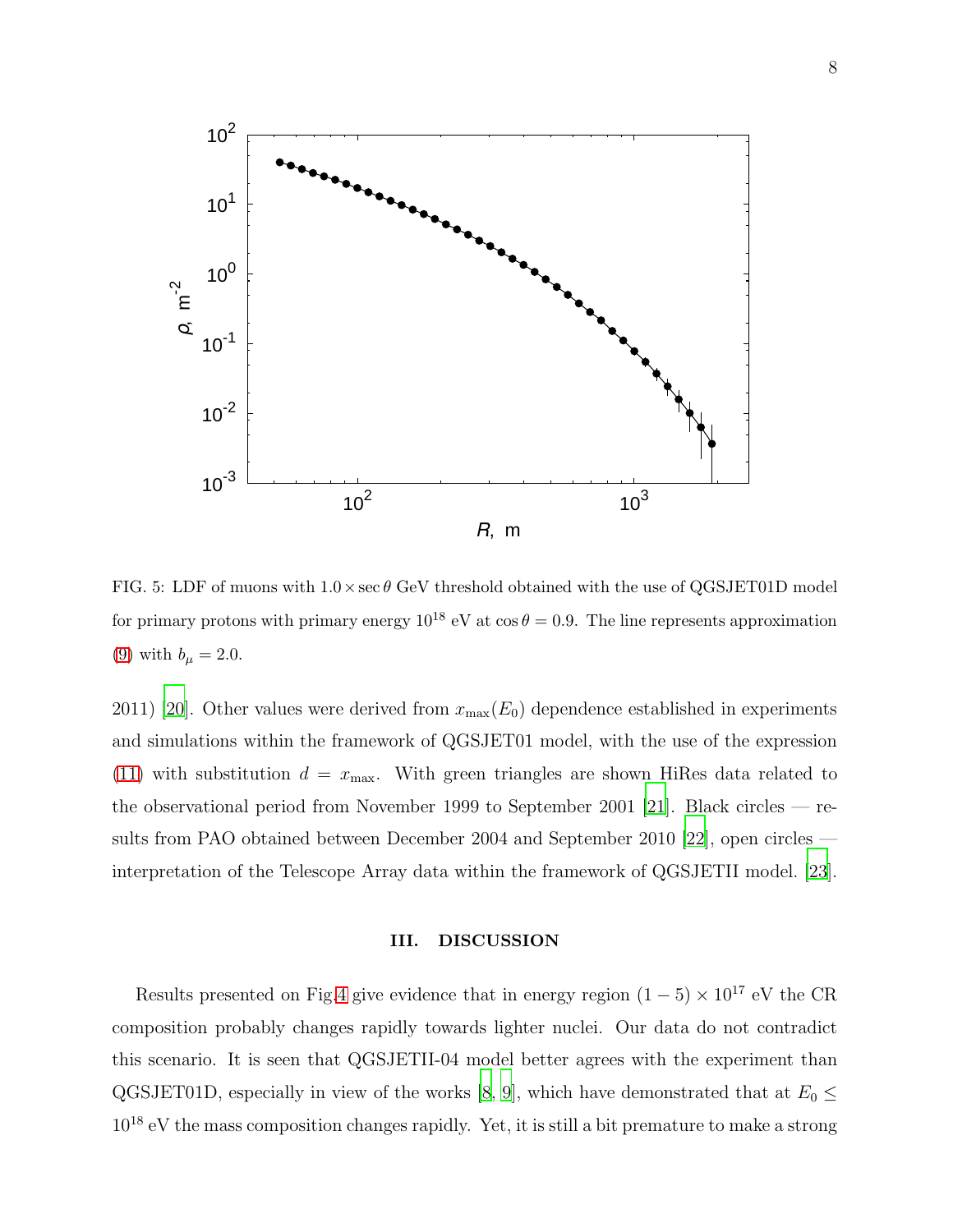FIG. 5: LDF of muons with $1.0 \times \sec\theta$ GeV threshold obtained with the use of QGSJET01D model for primary protons with primary energy $10^{18}$ eV at $\cos\theta = 0.9$. The line represents approximation (9) with $b_\mu = 2.0$.

2011) [20]. Other values were derived from $x_{\max}(E_0)$ dependence established in experiments and simulations within the framework of QGSJET01 model, with the use of the expression (11) with substitution $d = x_{\max}$. With green triangles are shown HiRes data related to the observational period from November 1999 to September 2001 [21]. Black circles — results from PAO obtained between December 2004 and September 2010 [22], open circles — interpretation of the Telescope Array data within the framework of QGSJETII model. [23].

## III. DISCUSSION

Results presented on Fig.4 give evidence that in energy region $(1-5) \times 10^{17}$ eV the CR composition probably changes rapidly towards lighter nuclei. Our data do not contradict this scenario. It is seen that QGSJETII-04 model better agrees with the experiment than QGSJET01D, especially in view of the works [8, 9], which have demonstrated that at $E_0 \leq 10^{18}$ eV the mass composition changes rapidly. Yet, it is still a bit premature to make a strong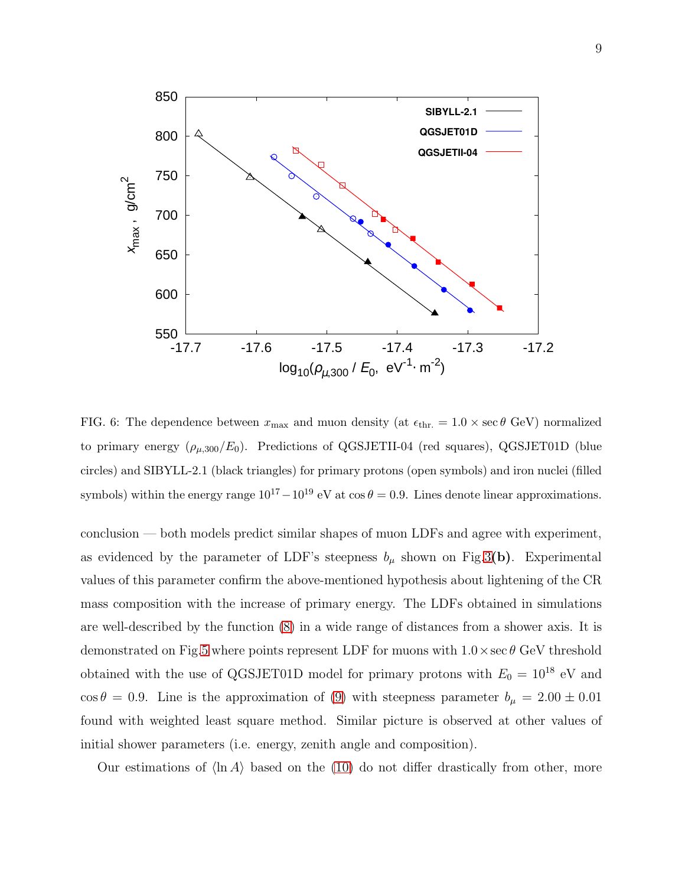FIG. 6: The dependence between $x_{\max}$ and muon density (at $\epsilon_{\text{thr.}} = 1.0 \times \sec\theta$ GeV) normalized to primary energy ($\rho_{\mu,300}/E_0$). Predictions of QGSJETII-04 (red squares), QGSJET01D (blue circles) and SIBYLL-2.1 (black triangles) for primary protons (open symbols) and iron nuclei (filled symbols) within the energy range $10^{17} - 10^{19}$ eV at $\cos\theta = 0.9$. Lines denote linear approximations.

conclusion — both models predict similar shapes of muon LDFs and agree with experiment, as evidenced by the parameter of LDF's steepness $b_\mu$ shown on Fig.3(**b**). Experimental values of this parameter confirm the above-mentioned hypothesis about lightening of the CR mass composition with the increase of primary energy. The LDFs obtained in simulations are well-described by the function (8) in a wide range of distances from a shower axis. It is demonstrated on Fig.5 where points represent LDF for muons with $1.0 \times \sec\theta$ GeV threshold obtained with the use of QGSJET01D model for primary protons with $E_0 = 10^{18}$ eV and $\cos\theta = 0.9$. Line is the approximation of (9) with steepness parameter $b_\mu = 2.00 \pm 0.01$ found with weighted least square method. Similar picture is observed at other values of initial shower parameters (i.e. energy, zenith angle and composition).

Our estimations of $\langle \ln A \rangle$ based on the (10) do not differ drastically from other, more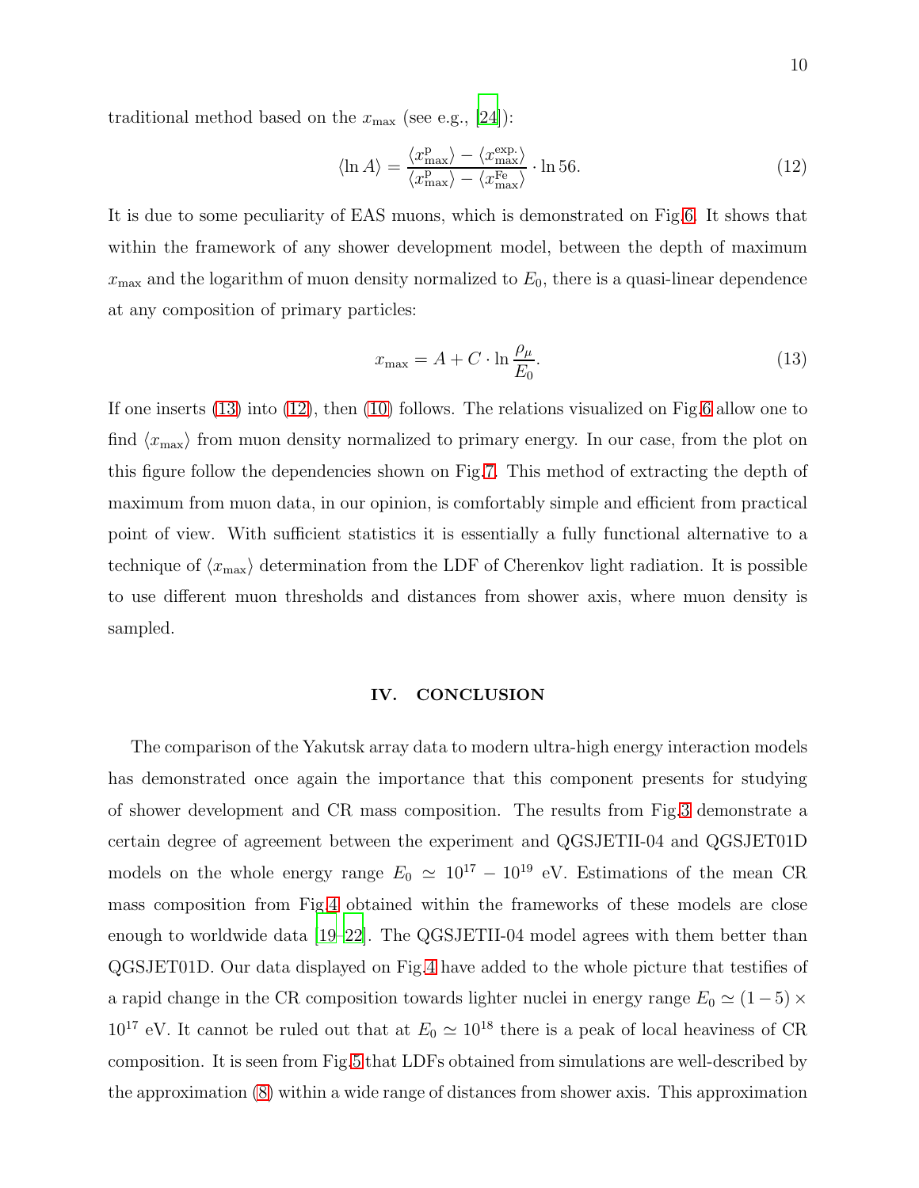traditional method based on the $x_{\max}$ (see e.g., [24]):

$$\langle \ln A \rangle = \frac{\langle x^{\mathrm{p}}_{\max} \rangle - \langle x^{\mathrm{exp.}}_{\max} \rangle}{\langle x^{\mathrm{p}}_{\max} \rangle - \langle x^{\mathrm{Fe}}_{\max} \rangle} \cdot \ln 56. \tag{12}$$

It is due to some peculiarity of EAS muons, which is demonstrated on Fig.6. It shows that within the framework of any shower development model, between the depth of maximum $x_{\max}$ and the logarithm of muon density normalized to $E_0$, there is a quasi-linear dependence at any composition of primary particles:

$$x_{\max} = A + C \cdot \ln \frac{\rho_\mu}{E_0}. \tag{13}$$

If one inserts (13) into (12), then (10) follows. The relations visualized on Fig.6 allow one to find $\langle x_{\max} \rangle$ from muon density normalized to primary energy. In our case, from the plot on this figure follow the dependencies shown on Fig.7. This method of extracting the depth of maximum from muon data, in our opinion, is comfortably simple and efficient from practical point of view. With sufficient statistics it is essentially a fully functional alternative to a technique of $\langle x_{\max} \rangle$ determination from the LDF of Cherenkov light radiation. It is possible to use different muon thresholds and distances from shower axis, where muon density is sampled.

## IV. CONCLUSION

The comparison of the Yakutsk array data to modern ultra-high energy interaction models has demonstrated once again the importance that this component presents for studying of shower development and CR mass composition. The results from Fig.3 demonstrate a certain degree of agreement between the experiment and QGSJETII-04 and QGSJET01D models on the whole energy range $E_0 \simeq 10^{17} - 10^{19}$ eV. Estimations of the mean CR mass composition from Fig.4 obtained within the frameworks of these models are close enough to worldwide data [19–22]. The QGSJETII-04 model agrees with them better than QGSJET01D. Our data displayed on Fig.4 have added to the whole picture that testifies of a rapid change in the CR composition towards lighter nuclei in energy range $E_0 \simeq (1-5) \times 10^{17}$ eV. It cannot be ruled out that at $E_0 \simeq 10^{18}$ there is a peak of local heaviness of CR composition. It is seen from Fig.5 that LDFs obtained from simulations are well-described by the approximation (8) within a wide range of distances from shower axis. This approximation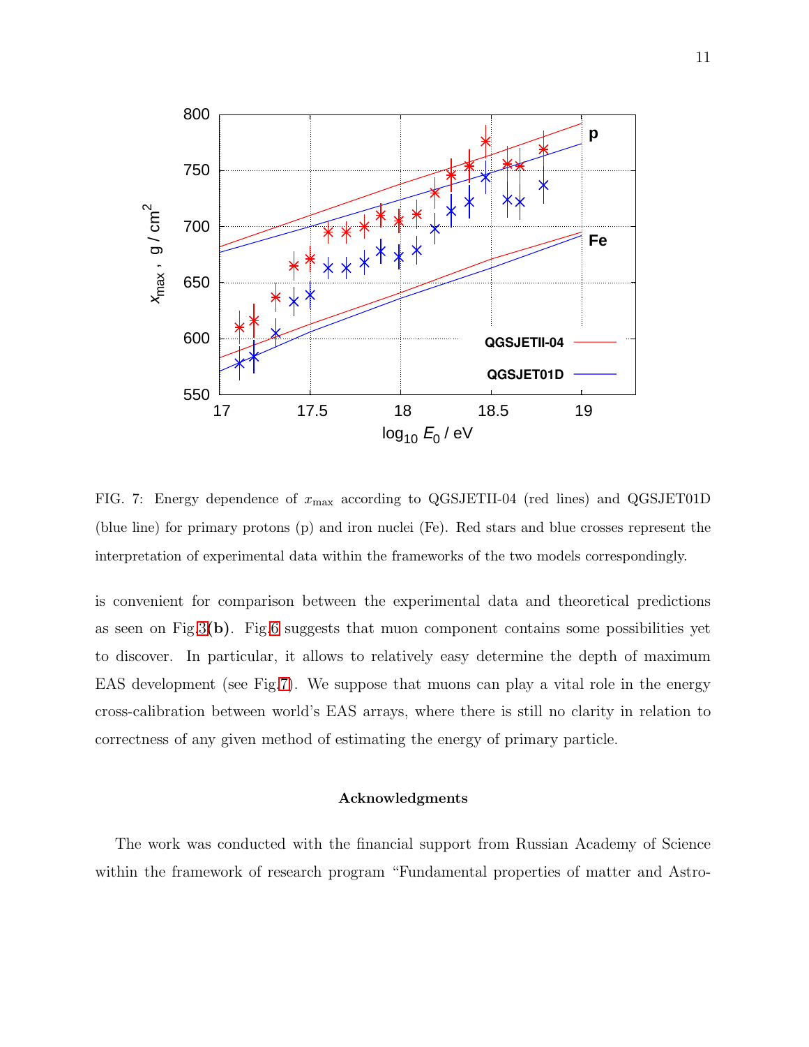FIG. 7: Energy dependence of $x_{\max}$ according to QGSJETII-04 (red lines) and QGSJET01D (blue line) for primary protons (p) and iron nuclei (Fe). Red stars and blue crosses represent the interpretation of experimental data within the frameworks of the two models correspondingly.

is convenient for comparison between the experimental data and theoretical predictions as seen on Fig.3(**b**). Fig.6 suggests that muon component contains some possibilities yet to discover. In particular, it allows to relatively easy determine the depth of maximum EAS development (see Fig.7). We suppose that muons can play a vital role in the energy cross-calibration between world's EAS arrays, where there is still no clarity in relation to correctness of any given method of estimating the energy of primary particle.

### Acknowledgments

The work was conducted with the financial support from Russian Academy of Science within the framework of research program "Fundamental properties of matter and Astro-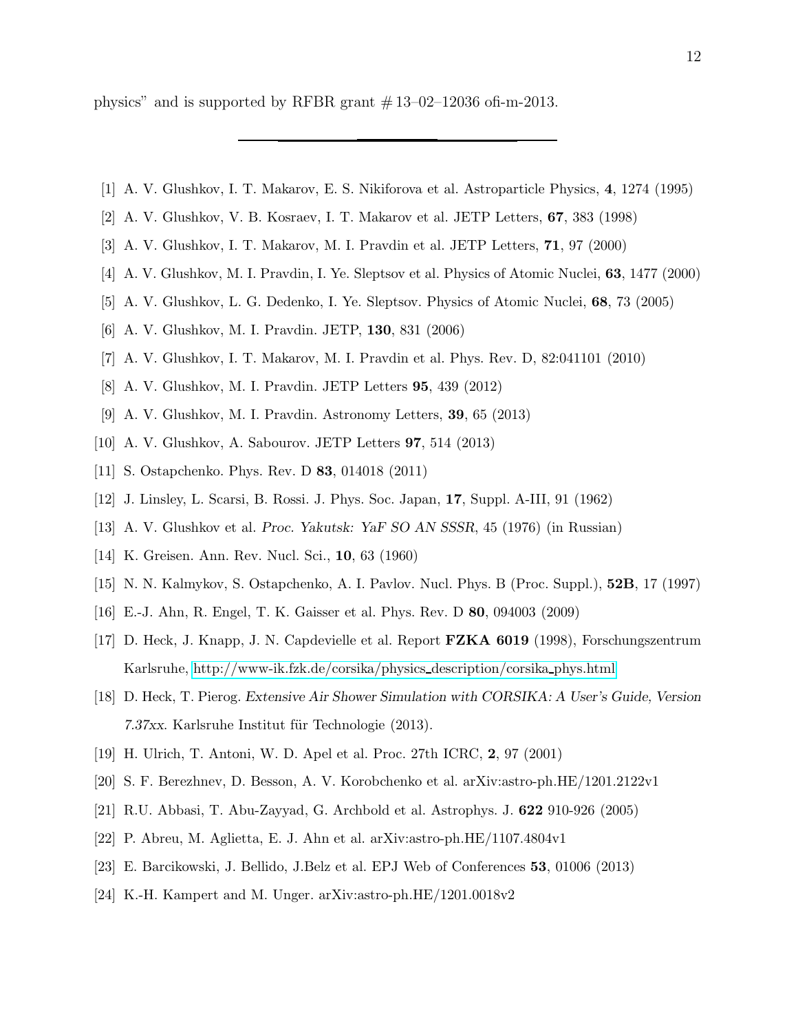physics" and is supported by RFBR grant # 13–02–12036 ofi-m-2013.

---

[1] A. V. Glushkov, I. T. Makarov, E. S. Nikiforova et al. Astroparticle Physics, **4**, 1274 (1995)

[2] A. V. Glushkov, V. B. Kosraev, I. T. Makarov et al. JETP Letters, **67**, 383 (1998)

[3] A. V. Glushkov, I. T. Makarov, M. I. Pravdin et al. JETP Letters, **71**, 97 (2000)

[4] A. V. Glushkov, M. I. Pravdin, I. Ye. Sleptsov et al. Physics of Atomic Nuclei, **63**, 1477 (2000)

[5] A. V. Glushkov, L. G. Dedenko, I. Ye. Sleptsov. Physics of Atomic Nuclei, **68**, 73 (2005)

[6] A. V. Glushkov, M. I. Pravdin. JETP, **130**, 831 (2006)

[7] A. V. Glushkov, I. T. Makarov, M. I. Pravdin et al. Phys. Rev. D, 82:041101 (2010)

[8] A. V. Glushkov, M. I. Pravdin. JETP Letters **95**, 439 (2012)

[9] A. V. Glushkov, M. I. Pravdin. Astronomy Letters, **39**, 65 (2013)

[10] A. V. Glushkov, A. Sabourov. JETP Letters **97**, 514 (2013)

[11] S. Ostapchenko. Phys. Rev. D **83**, 014018 (2011)

[12] J. Linsley, L. Scarsi, B. Rossi. J. Phys. Soc. Japan, **17**, Suppl. A-III, 91 (1962)

[13] A. V. Glushkov et al. *Proc. Yakutsk: YaF SO AN SSSR*, 45 (1976) (in Russian)

[14] K. Greisen. Ann. Rev. Nucl. Sci., **10**, 63 (1960)

[15] N. N. Kalmykov, S. Ostapchenko, A. I. Pavlov. Nucl. Phys. B (Proc. Suppl.), **52B**, 17 (1997)

[16] E.-J. Ahn, R. Engel, T. K. Gaisser et al. Phys. Rev. D **80**, 094003 (2009)

[17] D. Heck, J. Knapp, J. N. Capdevielle et al. Report **FZKA 6019** (1998), Forschungszentrum Karlsruhe, http://www-ik.fzk.de/corsika/physics_description/corsika_phys.html

[18] D. Heck, T. Pierog. *Extensive Air Shower Simulation with CORSIKA: A User's Guide, Version 7.37xx*. Karlsruhe Institut für Technologie (2013).

[19] H. Ulrich, T. Antoni, W. D. Apel et al. Proc. 27th ICRC, **2**, 97 (2001)

[20] S. F. Berezhnev, D. Besson, A. V. Korobchenko et al. arXiv:astro-ph.HE/1201.2122v1

[21] R.U. Abbasi, T. Abu-Zayyad, G. Archbold et al. Astrophys. J. **622** 910-926 (2005)

[22] P. Abreu, M. Aglietta, E. J. Ahn et al. arXiv:astro-ph.HE/1107.4804v1

[23] E. Barcikowski, J. Bellido, J.Belz et al. EPJ Web of Conferences **53**, 01006 (2013)

[24] K.-H. Kampert and M. Unger. arXiv:astro-ph.HE/1201.0018v2